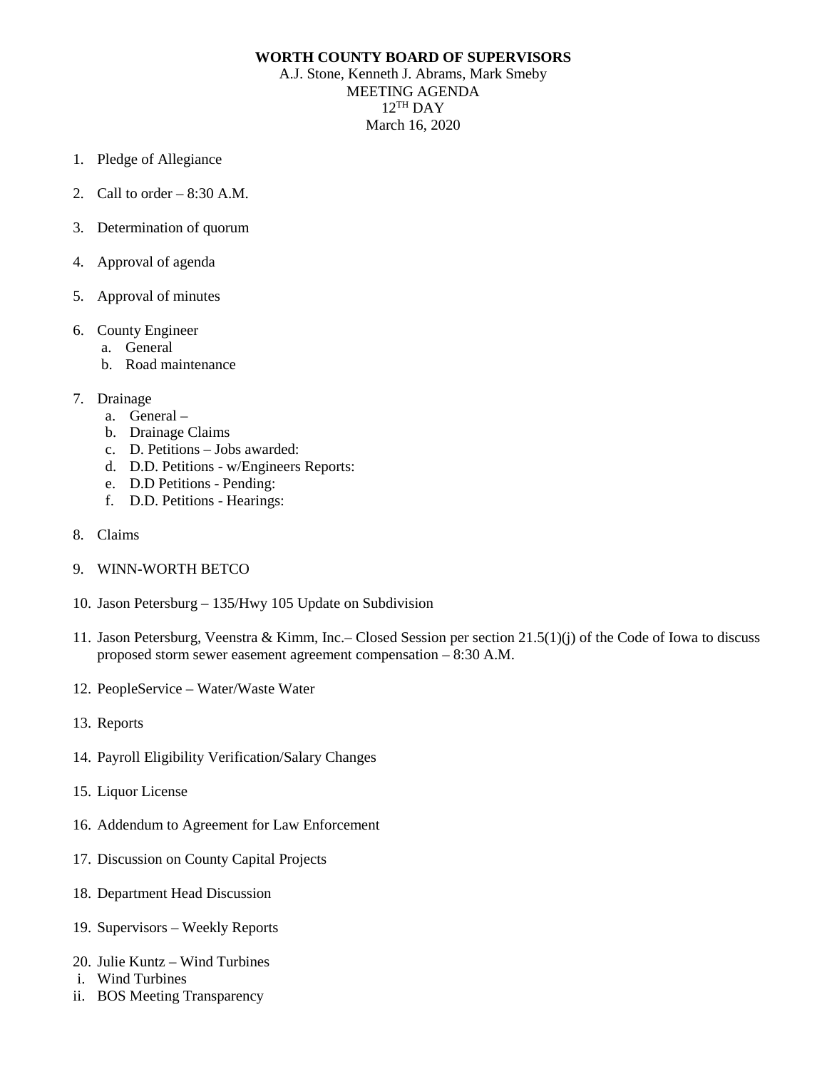**WORTH COUNTY BOARD OF SUPERVISORS**

A.J. Stone, Kenneth J. Abrams, Mark Smeby
MEETING AGENDA
12TH DAY
March 16, 2020

1. Pledge of Allegiance

2. Call to order – 8:30 A.M.

3. Determination of quorum

4. Approval of agenda

5. Approval of minutes

6. County Engineer
   a. General
   b. Road maintenance

7. Drainage
   a. General –
   b. Drainage Claims
   c. D. Petitions – Jobs awarded:
   d. D.D. Petitions - w/Engineers Reports:
   e. D.D Petitions - Pending:
   f. D.D. Petitions - Hearings:

8. Claims

9. WINN-WORTH BETCO

10. Jason Petersburg – 135/Hwy 105 Update on Subdivision

11. Jason Petersburg, Veenstra & Kimm, Inc.– Closed Session per section 21.5(1)(j) of the Code of Iowa to discuss proposed storm sewer easement agreement compensation – 8:30 A.M.

12. PeopleService – Water/Waste Water

13. Reports

14. Payroll Eligibility Verification/Salary Changes

15. Liquor License

16. Addendum to Agreement for Law Enforcement

17. Discussion on County Capital Projects

18. Department Head Discussion

19. Supervisors – Weekly Reports

20. Julie Kuntz – Wind Turbines

i. Wind Turbines

ii. BOS Meeting Transparency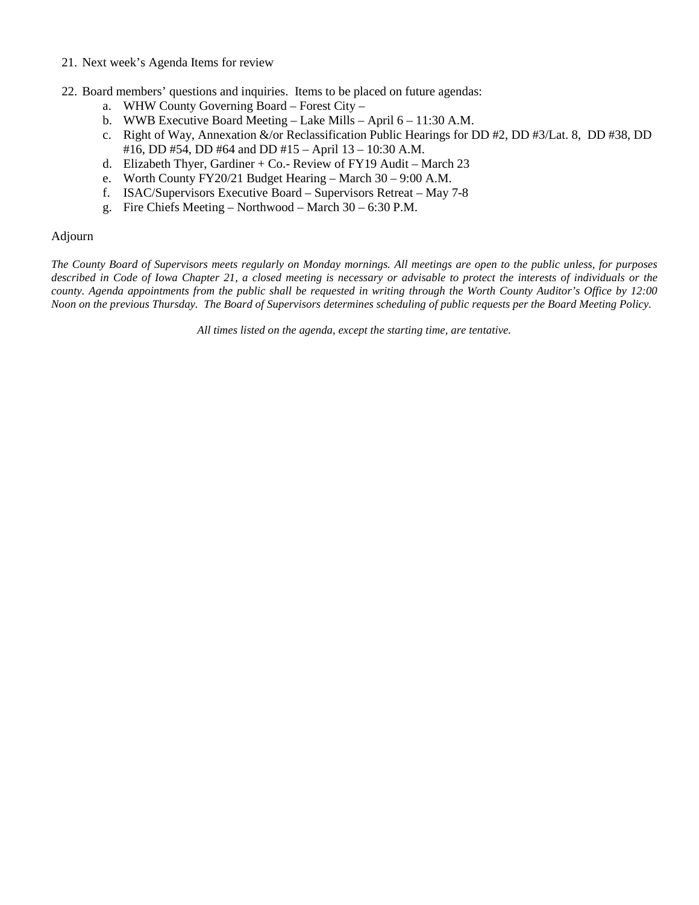21. Next week's Agenda Items for review

22. Board members' questions and inquiries. Items to be placed on future agendas:
    a. WHW County Governing Board – Forest City –
    b. WWB Executive Board Meeting – Lake Mills – April 6 – 11:30 A.M.
    c. Right of Way, Annexation &/or Reclassification Public Hearings for DD #2, DD #3/Lat. 8, DD #38, DD #16, DD #54, DD #64 and DD #15 – April 13 – 10:30 A.M.
    d. Elizabeth Thyer, Gardiner + Co.- Review of FY19 Audit – March 23
    e. Worth County FY20/21 Budget Hearing – March 30 – 9:00 A.M.
    f. ISAC/Supervisors Executive Board – Supervisors Retreat – May 7-8
    g. Fire Chiefs Meeting – Northwood – March 30 – 6:30 P.M.

Adjourn

*The County Board of Supervisors meets regularly on Monday mornings. All meetings are open to the public unless, for purposes described in Code of Iowa Chapter 21, a closed meeting is necessary or advisable to protect the interests of individuals or the county. Agenda appointments from the public shall be requested in writing through the Worth County Auditor's Office by 12:00 Noon on the previous Thursday. The Board of Supervisors determines scheduling of public requests per the Board Meeting Policy.*

*All times listed on the agenda, except the starting time, are tentative.*